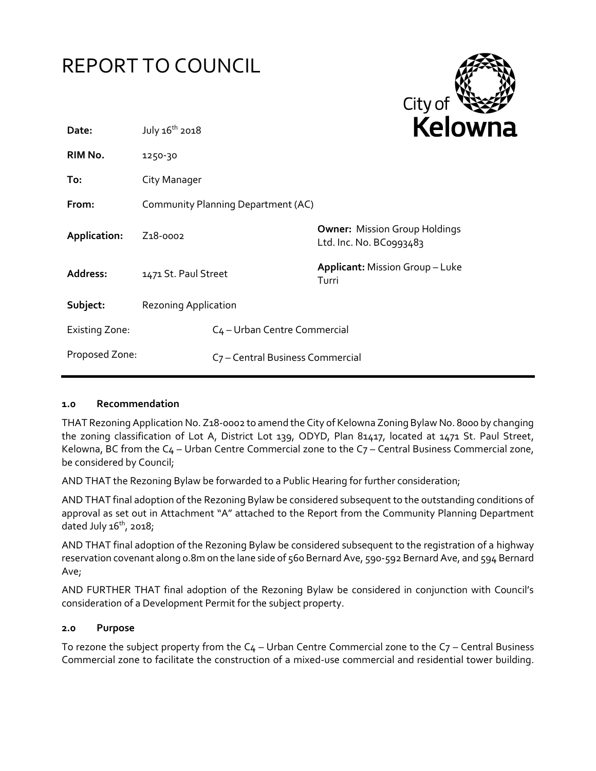# REPORT TO COUNCIL

City of Kelowna

| | | | |
|---|---|---|---|
| **Date:** | July 16th 2018 | | |
| **RIM No.** | 1250-30 | | |
| **To:** | City Manager | | |
| **From:** | Community Planning Department (AC) | | |
| **Application:** | Z18-0002 | **Owner:** Mission Group Holdings Ltd. Inc. No. BC0993483 | |
| **Address:** | 1471 St. Paul Street | **Applicant:** Mission Group – Luke Turri | |
| **Subject:** | Rezoning Application | | |
| Existing Zone: | C4 – Urban Centre Commercial | | |
| Proposed Zone: | C7 – Central Business Commercial | | |

### 1.0 Recommendation

THAT Rezoning Application No. Z18-0002 to amend the City of Kelowna Zoning Bylaw No. 8000 by changing the zoning classification of Lot A, District Lot 139, ODYD, Plan 81417, located at 1471 St. Paul Street, Kelowna, BC from the C4 – Urban Centre Commercial zone to the C7 – Central Business Commercial zone, be considered by Council;

AND THAT the Rezoning Bylaw be forwarded to a Public Hearing for further consideration;

AND THAT final adoption of the Rezoning Bylaw be considered subsequent to the outstanding conditions of approval as set out in Attachment "A" attached to the Report from the Community Planning Department dated July 16th, 2018;

AND THAT final adoption of the Rezoning Bylaw be considered subsequent to the registration of a highway reservation covenant along 0.8m on the lane side of 560 Bernard Ave, 590-592 Bernard Ave, and 594 Bernard Ave;

AND FURTHER THAT final adoption of the Rezoning Bylaw be considered in conjunction with Council's consideration of a Development Permit for the subject property.

### 2.0 Purpose

To rezone the subject property from the C4 – Urban Centre Commercial zone to the C7 – Central Business Commercial zone to facilitate the construction of a mixed-use commercial and residential tower building.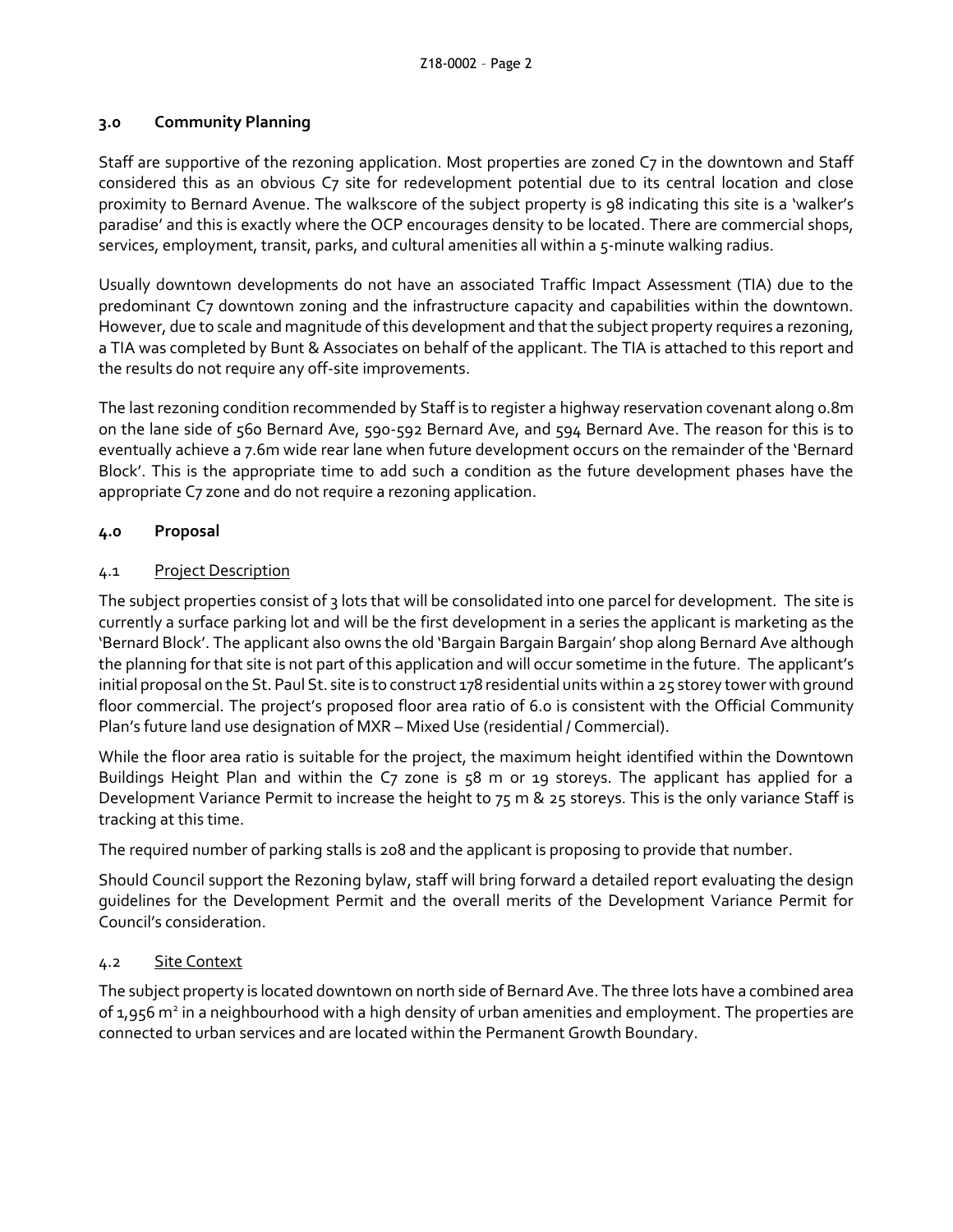## 3.0 Community Planning

Staff are supportive of the rezoning application. Most properties are zoned C7 in the downtown and Staff considered this as an obvious C7 site for redevelopment potential due to its central location and close proximity to Bernard Avenue. The walkscore of the subject property is 98 indicating this site is a 'walker's paradise' and this is exactly where the OCP encourages density to be located. There are commercial shops, services, employment, transit, parks, and cultural amenities all within a 5-minute walking radius.

Usually downtown developments do not have an associated Traffic Impact Assessment (TIA) due to the predominant C7 downtown zoning and the infrastructure capacity and capabilities within the downtown. However, due to scale and magnitude of this development and that the subject property requires a rezoning, a TIA was completed by Bunt & Associates on behalf of the applicant. The TIA is attached to this report and the results do not require any off-site improvements.

The last rezoning condition recommended by Staff is to register a highway reservation covenant along 0.8m on the lane side of 560 Bernard Ave, 590-592 Bernard Ave, and 594 Bernard Ave. The reason for this is to eventually achieve a 7.6m wide rear lane when future development occurs on the remainder of the 'Bernard Block'. This is the appropriate time to add such a condition as the future development phases have the appropriate C7 zone and do not require a rezoning application.

## 4.0 Proposal

### 4.1 Project Description

The subject properties consist of 3 lots that will be consolidated into one parcel for development. The site is currently a surface parking lot and will be the first development in a series the applicant is marketing as the 'Bernard Block'. The applicant also owns the old 'Bargain Bargain Bargain' shop along Bernard Ave although the planning for that site is not part of this application and will occur sometime in the future. The applicant's initial proposal on the St. Paul St. site is to construct 178 residential units within a 25 storey tower with ground floor commercial. The project's proposed floor area ratio of 6.0 is consistent with the Official Community Plan's future land use designation of MXR – Mixed Use (residential / Commercial).

While the floor area ratio is suitable for the project, the maximum height identified within the Downtown Buildings Height Plan and within the C7 zone is 58 m or 19 storeys. The applicant has applied for a Development Variance Permit to increase the height to 75 m & 25 storeys. This is the only variance Staff is tracking at this time.

The required number of parking stalls is 208 and the applicant is proposing to provide that number.

Should Council support the Rezoning bylaw, staff will bring forward a detailed report evaluating the design guidelines for the Development Permit and the overall merits of the Development Variance Permit for Council's consideration.

### 4.2 Site Context

The subject property is located downtown on north side of Bernard Ave. The three lots have a combined area of 1,956 m² in a neighbourhood with a high density of urban amenities and employment. The properties are connected to urban services and are located within the Permanent Growth Boundary.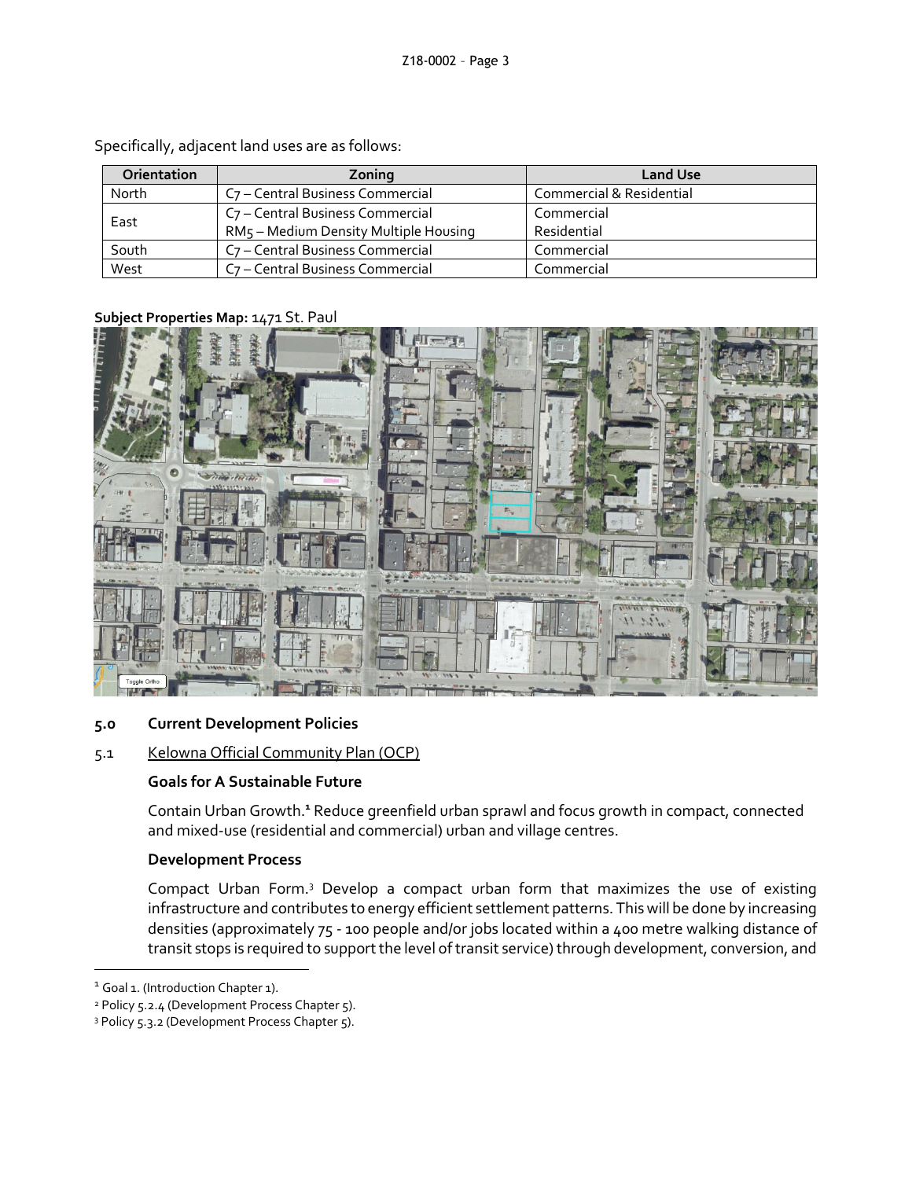Specifically, adjacent land uses are as follows:

| Orientation | Zoning | Land Use |
|---|---|---|
| North | C7 – Central Business Commercial | Commercial & Residential |
| East | C7 – Central Business Commercial<br>RM5 – Medium Density Multiple Housing | Commercial<br>Residential |
| South | C7 – Central Business Commercial | Commercial |
| West | C7 – Central Business Commercial | Commercial |

**Subject Properties Map:** 1471 St. Paul

## 5.0 Current Development Policies

### 5.1 Kelowna Official Community Plan (OCP)

**Goals for A Sustainable Future**

Contain Urban Growth.[1] Reduce greenfield urban sprawl and focus growth in compact, connected and mixed-use (residential and commercial) urban and village centres.

**Development Process**

Compact Urban Form.[3] Develop a compact urban form that maximizes the use of existing infrastructure and contributes to energy efficient settlement patterns. This will be done by increasing densities (approximately 75 - 100 people and/or jobs located within a 400 metre walking distance of transit stops is required to support the level of transit service) through development, conversion, and

---

[1] Goal 1. (Introduction Chapter 1).

[2] Policy 5.2.4 (Development Process Chapter 5).

[3] Policy 5.3.2 (Development Process Chapter 5).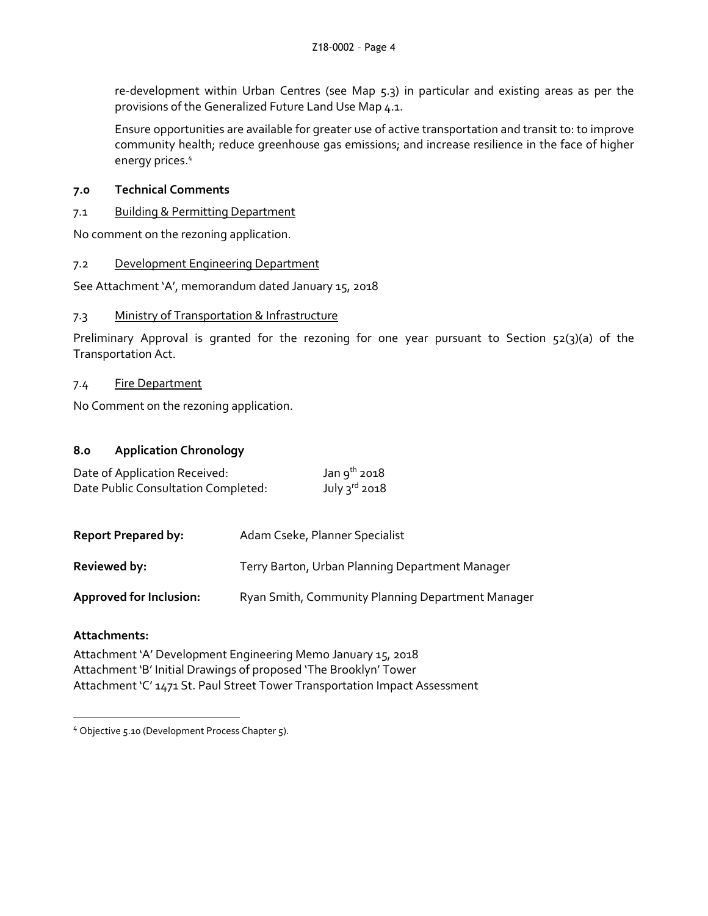re-development within Urban Centres (see Map 5.3) in particular and existing areas as per the provisions of the Generalized Future Land Use Map 4.1.

Ensure opportunities are available for greater use of active transportation and transit to: to improve community health; reduce greenhouse gas emissions; and increase resilience in the face of higher energy prices.[4]

## 7.0 Technical Comments

### 7.1 Building & Permitting Department

No comment on the rezoning application.

### 7.2 Development Engineering Department

See Attachment 'A', memorandum dated January 15, 2018

### 7.3 Ministry of Transportation & Infrastructure

Preliminary Approval is granted for the rezoning for one year pursuant to Section 52(3)(a) of the Transportation Act.

### 7.4 Fire Department

No Comment on the rezoning application.

## 8.0 Application Chronology

| | |
|---|---|
| Date of Application Received: | Jan 9th 2018 |
| Date Public Consultation Completed: | July 3rd 2018 |

| | |
|---|---|
| **Report Prepared by:** | Adam Cseke, Planner Specialist |
| **Reviewed by:** | Terry Barton, Urban Planning Department Manager |
| **Approved for Inclusion:** | Ryan Smith, Community Planning Department Manager |

**Attachments:**

Attachment 'A' Development Engineering Memo January 15, 2018
Attachment 'B' Initial Drawings of proposed 'The Brooklyn' Tower
Attachment 'C' 1471 St. Paul Street Tower Transportation Impact Assessment

[4] Objective 5.10 (Development Process Chapter 5).